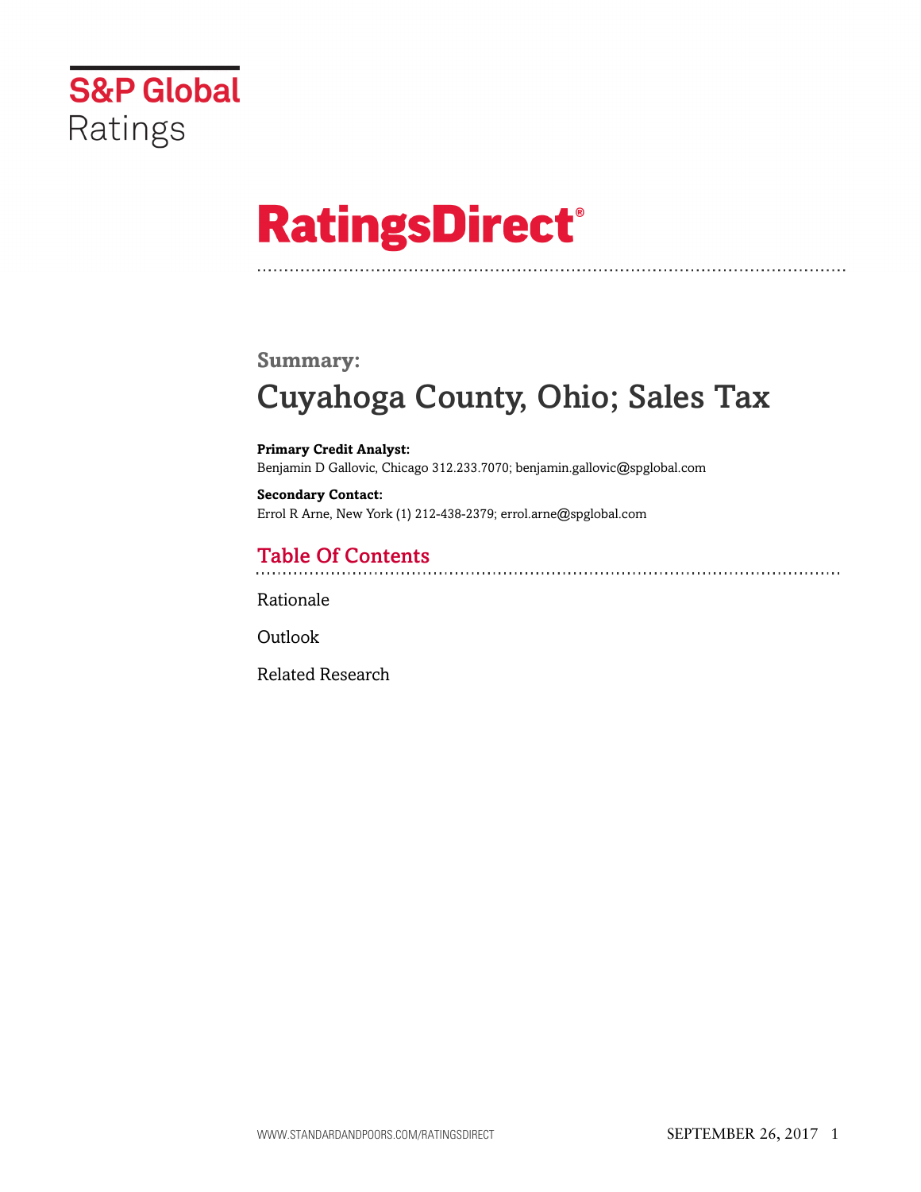S&P Global Ratings

# RatingsDirect®

## Summary:

# Cuyahoga County, Ohio; Sales Tax

**Primary Credit Analyst:**
Benjamin D Gallovic, Chicago 312.233.7070; benjamin.gallovic@spglobal.com

**Secondary Contact:**
Errol R Arne, New York (1) 212-438-2379; errol.arne@spglobal.com

## Table Of Contents

Rationale

Outlook

Related Research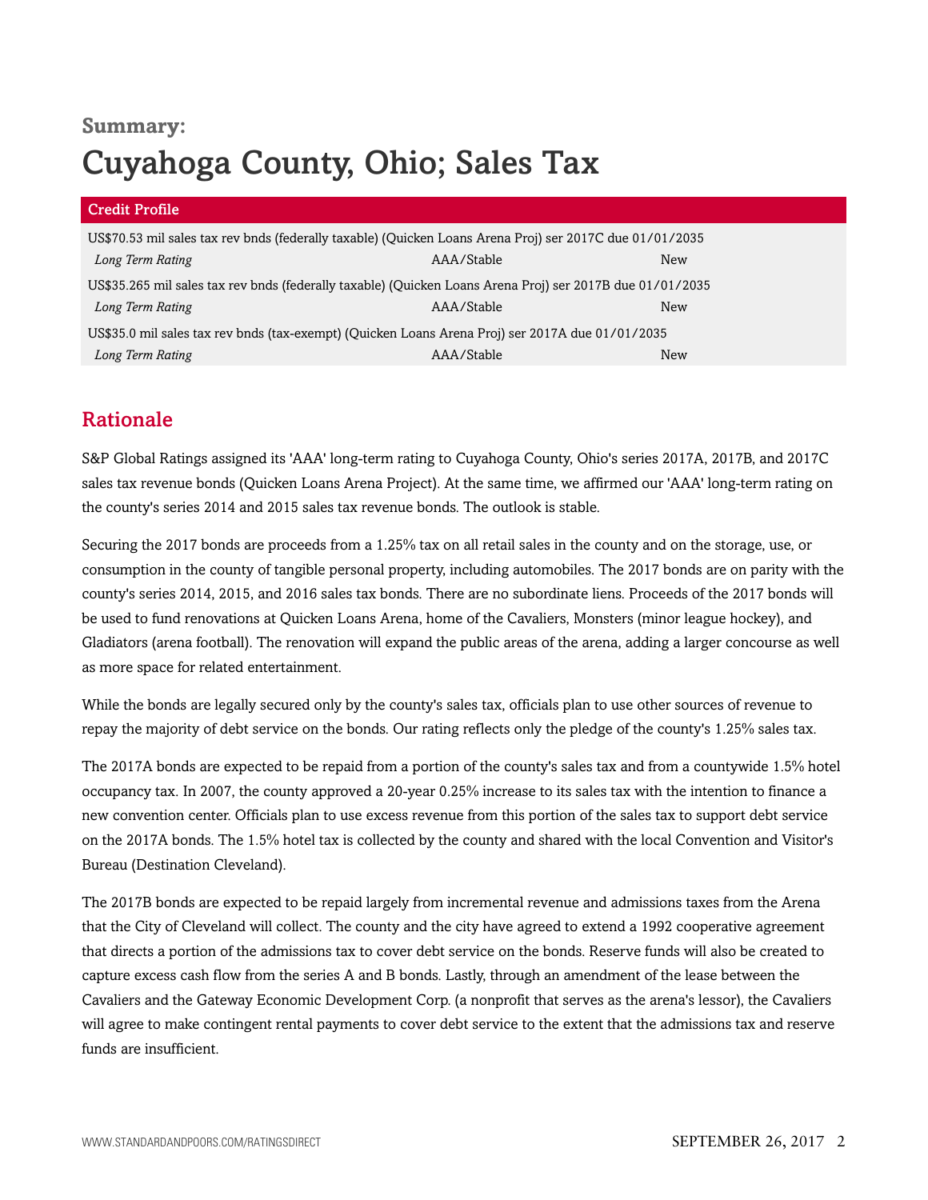**Summary:**

# Cuyahoga County, Ohio; Sales Tax

| Credit Profile | | |
|---|---|---|
| US$70.53 mil sales tax rev bnds (federally taxable) (Quicken Loans Arena Proj) ser 2017C due 01/01/2035 | | |
| *Long Term Rating* | AAA/Stable | New |
| US$35.265 mil sales tax rev bnds (federally taxable) (Quicken Loans Arena Proj) ser 2017B due 01/01/2035 | | |
| *Long Term Rating* | AAA/Stable | New |
| US$35.0 mil sales tax rev bnds (tax-exempt) (Quicken Loans Arena Proj) ser 2017A due 01/01/2035 | | |
| *Long Term Rating* | AAA/Stable | New |

## Rationale

S&P Global Ratings assigned its 'AAA' long-term rating to Cuyahoga County, Ohio's series 2017A, 2017B, and 2017C sales tax revenue bonds (Quicken Loans Arena Project). At the same time, we affirmed our 'AAA' long-term rating on the county's series 2014 and 2015 sales tax revenue bonds. The outlook is stable.

Securing the 2017 bonds are proceeds from a 1.25% tax on all retail sales in the county and on the storage, use, or consumption in the county of tangible personal property, including automobiles. The 2017 bonds are on parity with the county's series 2014, 2015, and 2016 sales tax bonds. There are no subordinate liens. Proceeds of the 2017 bonds will be used to fund renovations at Quicken Loans Arena, home of the Cavaliers, Monsters (minor league hockey), and Gladiators (arena football). The renovation will expand the public areas of the arena, adding a larger concourse as well as more space for related entertainment.

While the bonds are legally secured only by the county's sales tax, officials plan to use other sources of revenue to repay the majority of debt service on the bonds. Our rating reflects only the pledge of the county's 1.25% sales tax.

The 2017A bonds are expected to be repaid from a portion of the county's sales tax and from a countywide 1.5% hotel occupancy tax. In 2007, the county approved a 20-year 0.25% increase to its sales tax with the intention to finance a new convention center. Officials plan to use excess revenue from this portion of the sales tax to support debt service on the 2017A bonds. The 1.5% hotel tax is collected by the county and shared with the local Convention and Visitor's Bureau (Destination Cleveland).

The 2017B bonds are expected to be repaid largely from incremental revenue and admissions taxes from the Arena that the City of Cleveland will collect. The county and the city have agreed to extend a 1992 cooperative agreement that directs a portion of the admissions tax to cover debt service on the bonds. Reserve funds will also be created to capture excess cash flow from the series A and B bonds. Lastly, through an amendment of the lease between the Cavaliers and the Gateway Economic Development Corp. (a nonprofit that serves as the arena's lessor), the Cavaliers will agree to make contingent rental payments to cover debt service to the extent that the admissions tax and reserve funds are insufficient.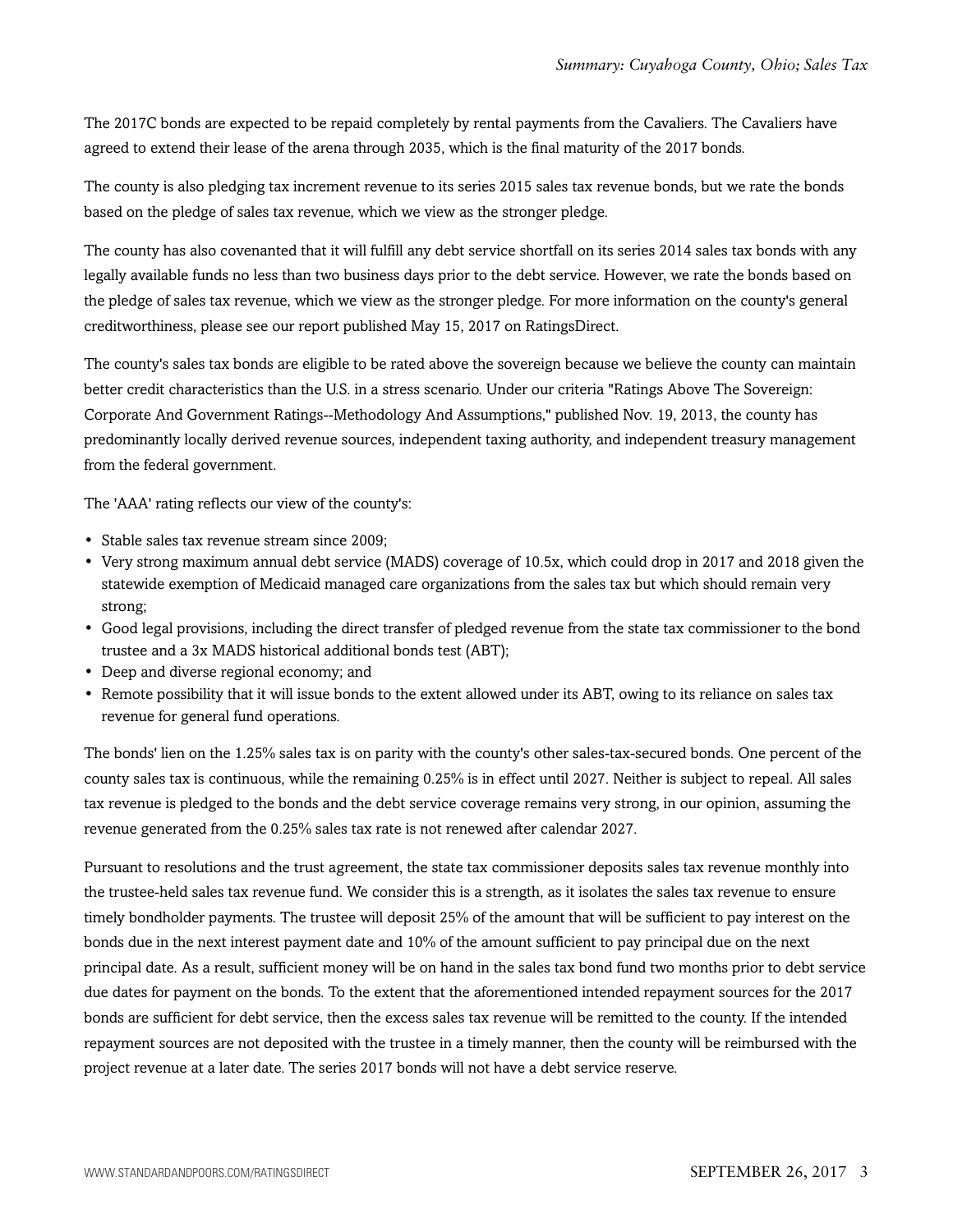The 2017C bonds are expected to be repaid completely by rental payments from the Cavaliers. The Cavaliers have agreed to extend their lease of the arena through 2035, which is the final maturity of the 2017 bonds.

The county is also pledging tax increment revenue to its series 2015 sales tax revenue bonds, but we rate the bonds based on the pledge of sales tax revenue, which we view as the stronger pledge.

The county has also covenanted that it will fulfill any debt service shortfall on its series 2014 sales tax bonds with any legally available funds no less than two business days prior to the debt service. However, we rate the bonds based on the pledge of sales tax revenue, which we view as the stronger pledge. For more information on the county's general creditworthiness, please see our report published May 15, 2017 on RatingsDirect.

The county's sales tax bonds are eligible to be rated above the sovereign because we believe the county can maintain better credit characteristics than the U.S. in a stress scenario. Under our criteria "Ratings Above The Sovereign: Corporate And Government Ratings--Methodology And Assumptions," published Nov. 19, 2013, the county has predominantly locally derived revenue sources, independent taxing authority, and independent treasury management from the federal government.

The 'AAA' rating reflects our view of the county's:

- Stable sales tax revenue stream since 2009;
- Very strong maximum annual debt service (MADS) coverage of 10.5x, which could drop in 2017 and 2018 given the statewide exemption of Medicaid managed care organizations from the sales tax but which should remain very strong;
- Good legal provisions, including the direct transfer of pledged revenue from the state tax commissioner to the bond trustee and a 3x MADS historical additional bonds test (ABT);
- Deep and diverse regional economy; and
- Remote possibility that it will issue bonds to the extent allowed under its ABT, owing to its reliance on sales tax revenue for general fund operations.

The bonds' lien on the 1.25% sales tax is on parity with the county's other sales-tax-secured bonds. One percent of the county sales tax is continuous, while the remaining 0.25% is in effect until 2027. Neither is subject to repeal. All sales tax revenue is pledged to the bonds and the debt service coverage remains very strong, in our opinion, assuming the revenue generated from the 0.25% sales tax rate is not renewed after calendar 2027.

Pursuant to resolutions and the trust agreement, the state tax commissioner deposits sales tax revenue monthly into the trustee-held sales tax revenue fund. We consider this is a strength, as it isolates the sales tax revenue to ensure timely bondholder payments. The trustee will deposit 25% of the amount that will be sufficient to pay interest on the bonds due in the next interest payment date and 10% of the amount sufficient to pay principal due on the next principal date. As a result, sufficient money will be on hand in the sales tax bond fund two months prior to debt service due dates for payment on the bonds. To the extent that the aforementioned intended repayment sources for the 2017 bonds are sufficient for debt service, then the excess sales tax revenue will be remitted to the county. If the intended repayment sources are not deposited with the trustee in a timely manner, then the county will be reimbursed with the project revenue at a later date. The series 2017 bonds will not have a debt service reserve.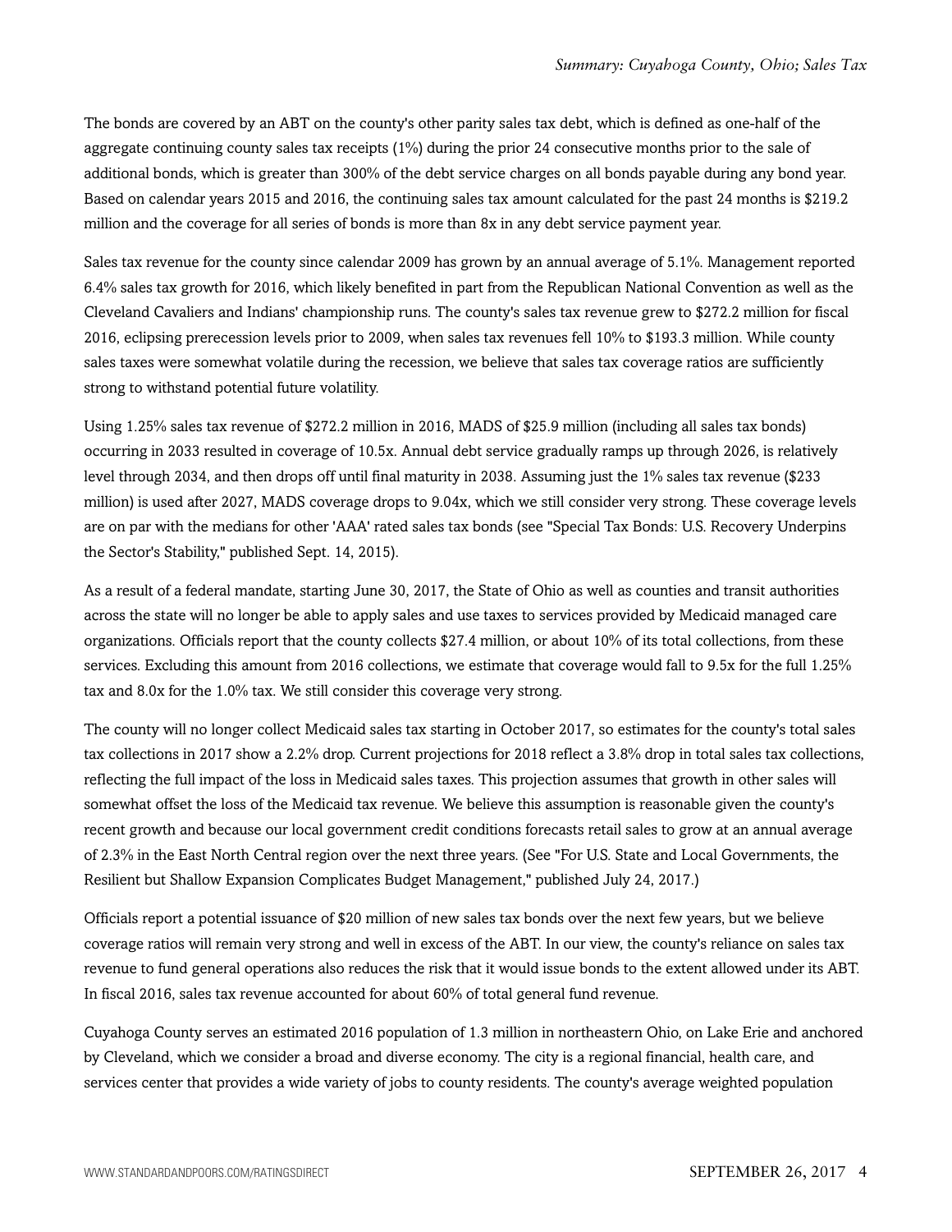The bonds are covered by an ABT on the county's other parity sales tax debt, which is defined as one-half of the aggregate continuing county sales tax receipts (1%) during the prior 24 consecutive months prior to the sale of additional bonds, which is greater than 300% of the debt service charges on all bonds payable during any bond year. Based on calendar years 2015 and 2016, the continuing sales tax amount calculated for the past 24 months is $219.2 million and the coverage for all series of bonds is more than 8x in any debt service payment year.

Sales tax revenue for the county since calendar 2009 has grown by an annual average of 5.1%. Management reported 6.4% sales tax growth for 2016, which likely benefited in part from the Republican National Convention as well as the Cleveland Cavaliers and Indians' championship runs. The county's sales tax revenue grew to $272.2 million for fiscal 2016, eclipsing prerecession levels prior to 2009, when sales tax revenues fell 10% to $193.3 million. While county sales taxes were somewhat volatile during the recession, we believe that sales tax coverage ratios are sufficiently strong to withstand potential future volatility.

Using 1.25% sales tax revenue of $272.2 million in 2016, MADS of $25.9 million (including all sales tax bonds) occurring in 2033 resulted in coverage of 10.5x. Annual debt service gradually ramps up through 2026, is relatively level through 2034, and then drops off until final maturity in 2038. Assuming just the 1% sales tax revenue ($233 million) is used after 2027, MADS coverage drops to 9.04x, which we still consider very strong. These coverage levels are on par with the medians for other 'AAA' rated sales tax bonds (see "Special Tax Bonds: U.S. Recovery Underpins the Sector's Stability," published Sept. 14, 2015).

As a result of a federal mandate, starting June 30, 2017, the State of Ohio as well as counties and transit authorities across the state will no longer be able to apply sales and use taxes to services provided by Medicaid managed care organizations. Officials report that the county collects $27.4 million, or about 10% of its total collections, from these services. Excluding this amount from 2016 collections, we estimate that coverage would fall to 9.5x for the full 1.25% tax and 8.0x for the 1.0% tax. We still consider this coverage very strong.

The county will no longer collect Medicaid sales tax starting in October 2017, so estimates for the county's total sales tax collections in 2017 show a 2.2% drop. Current projections for 2018 reflect a 3.8% drop in total sales tax collections, reflecting the full impact of the loss in Medicaid sales taxes. This projection assumes that growth in other sales will somewhat offset the loss of the Medicaid tax revenue. We believe this assumption is reasonable given the county's recent growth and because our local government credit conditions forecasts retail sales to grow at an annual average of 2.3% in the East North Central region over the next three years. (See "For U.S. State and Local Governments, the Resilient but Shallow Expansion Complicates Budget Management," published July 24, 2017.)

Officials report a potential issuance of $20 million of new sales tax bonds over the next few years, but we believe coverage ratios will remain very strong and well in excess of the ABT. In our view, the county's reliance on sales tax revenue to fund general operations also reduces the risk that it would issue bonds to the extent allowed under its ABT. In fiscal 2016, sales tax revenue accounted for about 60% of total general fund revenue.

Cuyahoga County serves an estimated 2016 population of 1.3 million in northeastern Ohio, on Lake Erie and anchored by Cleveland, which we consider a broad and diverse economy. The city is a regional financial, health care, and services center that provides a wide variety of jobs to county residents. The county's average weighted population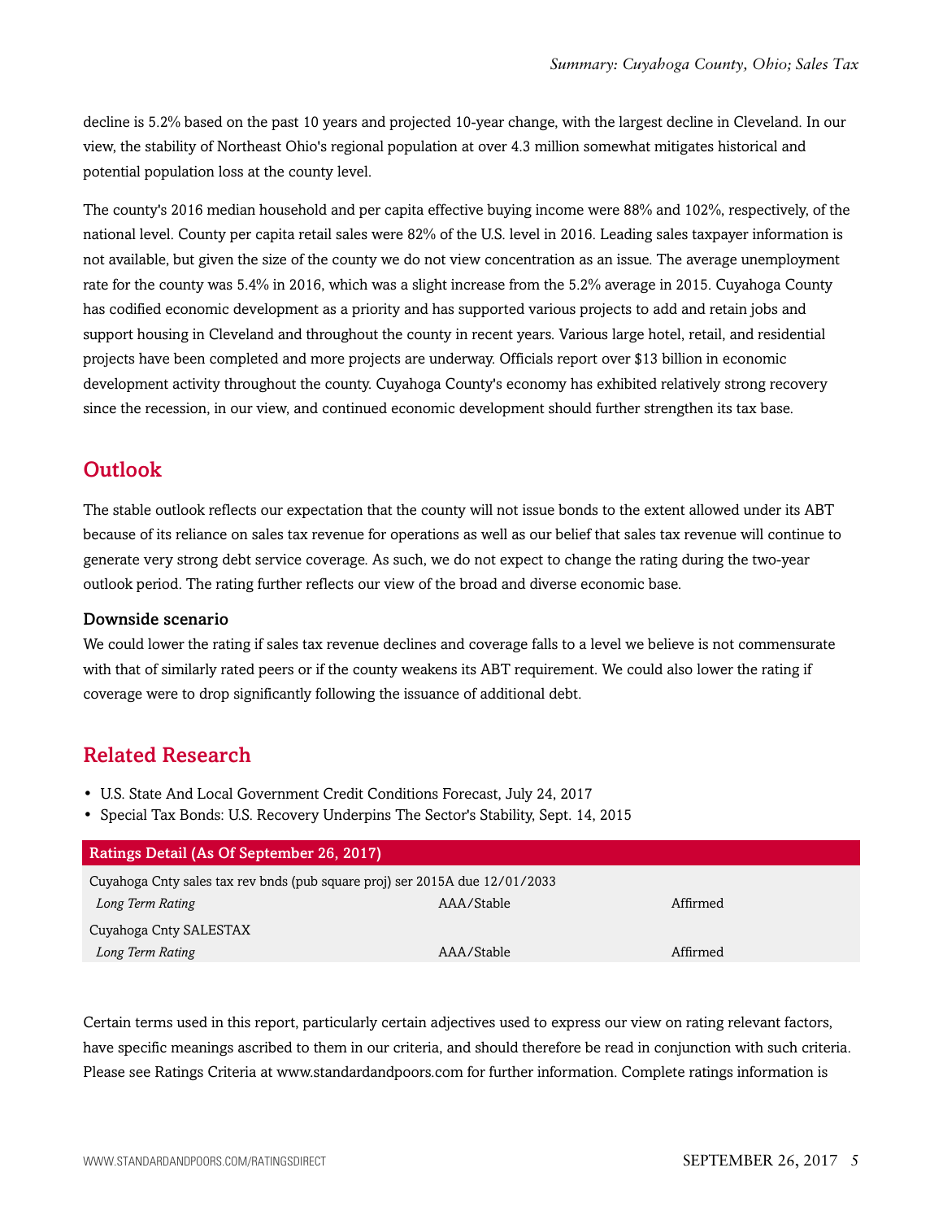decline is 5.2% based on the past 10 years and projected 10-year change, with the largest decline in Cleveland. In our view, the stability of Northeast Ohio's regional population at over 4.3 million somewhat mitigates historical and potential population loss at the county level.

The county's 2016 median household and per capita effective buying income were 88% and 102%, respectively, of the national level. County per capita retail sales were 82% of the U.S. level in 2016. Leading sales taxpayer information is not available, but given the size of the county we do not view concentration as an issue. The average unemployment rate for the county was 5.4% in 2016, which was a slight increase from the 5.2% average in 2015. Cuyahoga County has codified economic development as a priority and has supported various projects to add and retain jobs and support housing in Cleveland and throughout the county in recent years. Various large hotel, retail, and residential projects have been completed and more projects are underway. Officials report over $13 billion in economic development activity throughout the county. Cuyahoga County's economy has exhibited relatively strong recovery since the recession, in our view, and continued economic development should further strengthen its tax base.

## Outlook

The stable outlook reflects our expectation that the county will not issue bonds to the extent allowed under its ABT because of its reliance on sales tax revenue for operations as well as our belief that sales tax revenue will continue to generate very strong debt service coverage. As such, we do not expect to change the rating during the two-year outlook period. The rating further reflects our view of the broad and diverse economic base.

### Downside scenario

We could lower the rating if sales tax revenue declines and coverage falls to a level we believe is not commensurate with that of similarly rated peers or if the county weakens its ABT requirement. We could also lower the rating if coverage were to drop significantly following the issuance of additional debt.

## Related Research

- U.S. State And Local Government Credit Conditions Forecast, July 24, 2017
- Special Tax Bonds: U.S. Recovery Underpins The Sector's Stability, Sept. 14, 2015

| Ratings Detail (As Of September 26, 2017) | | |
|---|---|---|
| Cuyahoga Cnty sales tax rev bnds (pub square proj) ser 2015A due 12/01/2033 | | |
| *Long Term Rating* | AAA/Stable | Affirmed |
| Cuyahoga Cnty SALESTAX | | |
| *Long Term Rating* | AAA/Stable | Affirmed |

Certain terms used in this report, particularly certain adjectives used to express our view on rating relevant factors, have specific meanings ascribed to them in our criteria, and should therefore be read in conjunction with such criteria. Please see Ratings Criteria at www.standardandpoors.com for further information. Complete ratings information is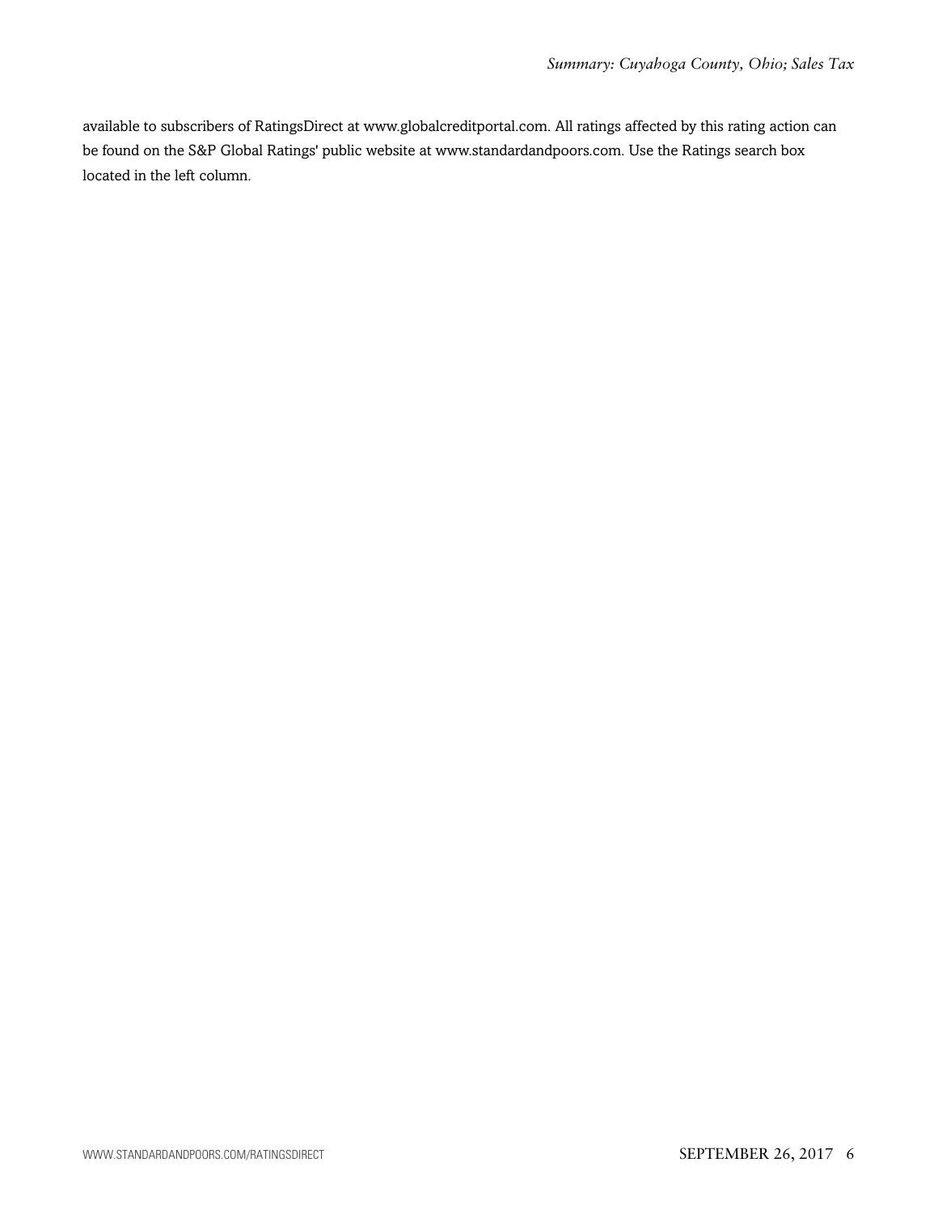available to subscribers of RatingsDirect at www.globalcreditportal.com. All ratings affected by this rating action can be found on the S&P Global Ratings' public website at www.standardandpoors.com. Use the Ratings search box located in the left column.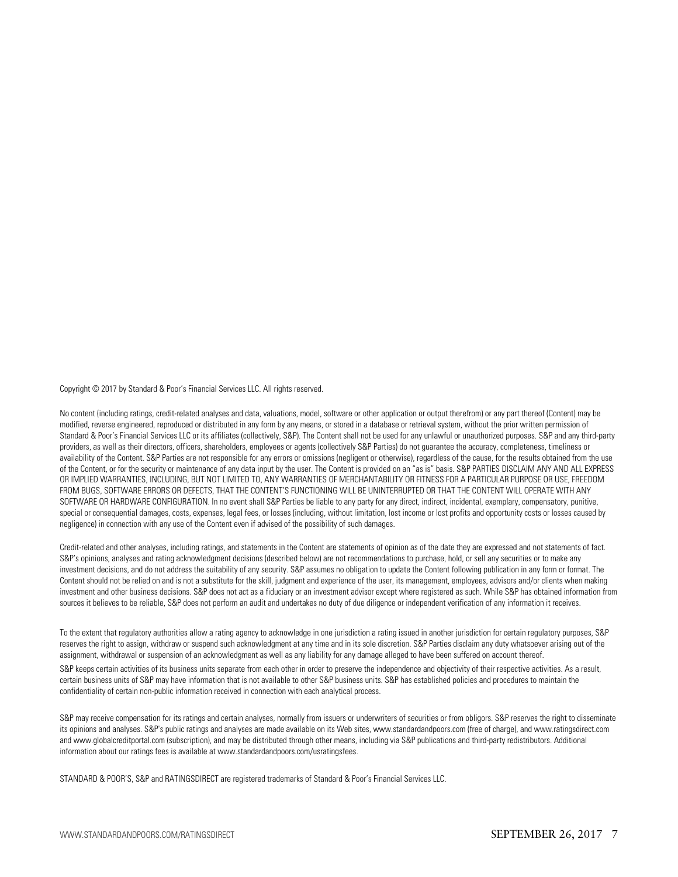Copyright © 2017 by Standard & Poor's Financial Services LLC. All rights reserved.

No content (including ratings, credit-related analyses and data, valuations, model, software or other application or output therefrom) or any part thereof (Content) may be modified, reverse engineered, reproduced or distributed in any form by any means, or stored in a database or retrieval system, without the prior written permission of Standard & Poor's Financial Services LLC or its affiliates (collectively, S&P). The Content shall not be used for any unlawful or unauthorized purposes. S&P and any third-party providers, as well as their directors, officers, shareholders, employees or agents (collectively S&P Parties) do not guarantee the accuracy, completeness, timeliness or availability of the Content. S&P Parties are not responsible for any errors or omissions (negligent or otherwise), regardless of the cause, for the results obtained from the use of the Content, or for the security or maintenance of any data input by the user. The Content is provided on an "as is" basis. S&P PARTIES DISCLAIM ANY AND ALL EXPRESS OR IMPLIED WARRANTIES, INCLUDING, BUT NOT LIMITED TO, ANY WARRANTIES OF MERCHANTABILITY OR FITNESS FOR A PARTICULAR PURPOSE OR USE, FREEDOM FROM BUGS, SOFTWARE ERRORS OR DEFECTS, THAT THE CONTENT'S FUNCTIONING WILL BE UNINTERRUPTED OR THAT THE CONTENT WILL OPERATE WITH ANY SOFTWARE OR HARDWARE CONFIGURATION. In no event shall S&P Parties be liable to any party for any direct, indirect, incidental, exemplary, compensatory, punitive, special or consequential damages, costs, expenses, legal fees, or losses (including, without limitation, lost income or lost profits and opportunity costs or losses caused by negligence) in connection with any use of the Content even if advised of the possibility of such damages.

Credit-related and other analyses, including ratings, and statements in the Content are statements of opinion as of the date they are expressed and not statements of fact. S&P's opinions, analyses and rating acknowledgment decisions (described below) are not recommendations to purchase, hold, or sell any securities or to make any investment decisions, and do not address the suitability of any security. S&P assumes no obligation to update the Content following publication in any form or format. The Content should not be relied on and is not a substitute for the skill, judgment and experience of the user, its management, employees, advisors and/or clients when making investment and other business decisions. S&P does not act as a fiduciary or an investment advisor except where registered as such. While S&P has obtained information from sources it believes to be reliable, S&P does not perform an audit and undertakes no duty of due diligence or independent verification of any information it receives.

To the extent that regulatory authorities allow a rating agency to acknowledge in one jurisdiction a rating issued in another jurisdiction for certain regulatory purposes, S&P reserves the right to assign, withdraw or suspend such acknowledgment at any time and in its sole discretion. S&P Parties disclaim any duty whatsoever arising out of the assignment, withdrawal or suspension of an acknowledgment as well as any liability for any damage alleged to have been suffered on account thereof.

S&P keeps certain activities of its business units separate from each other in order to preserve the independence and objectivity of their respective activities. As a result, certain business units of S&P may have information that is not available to other S&P business units. S&P has established policies and procedures to maintain the confidentiality of certain non-public information received in connection with each analytical process.

S&P may receive compensation for its ratings and certain analyses, normally from issuers or underwriters of securities or from obligors. S&P reserves the right to disseminate its opinions and analyses. S&P's public ratings and analyses are made available on its Web sites, www.standardandpoors.com (free of charge), and www.ratingsdirect.com and www.globalcreditportal.com (subscription), and may be distributed through other means, including via S&P publications and third-party redistributors. Additional information about our ratings fees is available at www.standardandpoors.com/usratingsfees.

STANDARD & POOR'S, S&P and RATINGSDIRECT are registered trademarks of Standard & Poor's Financial Services LLC.